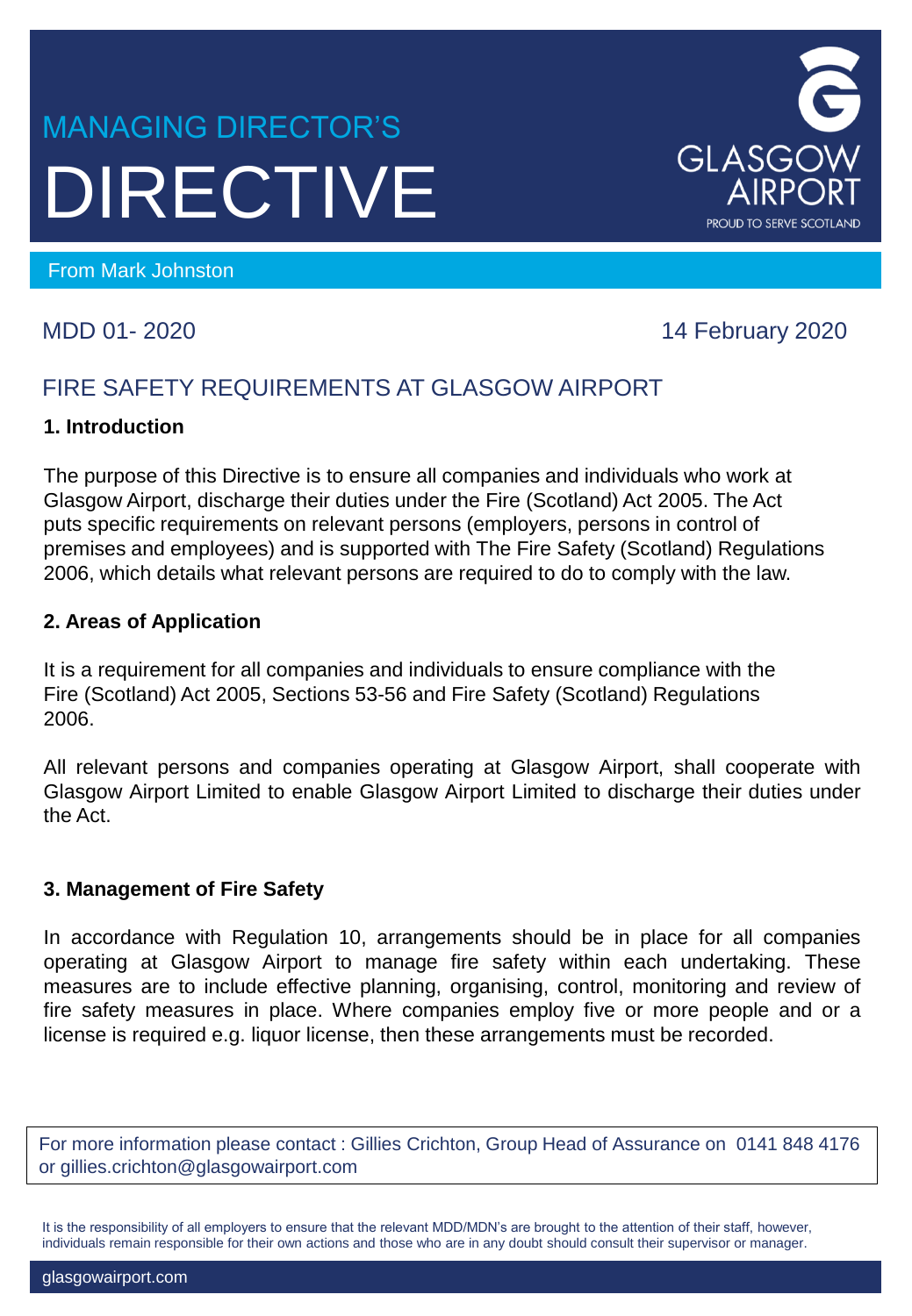MANAGING DIRECTOR'S

# DIRECTIVE

GLASGOW AIRPORT
PROUD TO SERVE SCOTLAND

From Mark Johnston

MDD 01- 2020

14 February 2020

## FIRE SAFETY REQUIREMENTS AT GLASGOW AIRPORT

### 1. Introduction

The purpose of this Directive is to ensure all companies and individuals who work at Glasgow Airport, discharge their duties under the Fire (Scotland) Act 2005. The Act puts specific requirements on relevant persons (employers, persons in control of premises and employees) and is supported with The Fire Safety (Scotland) Regulations 2006, which details what relevant persons are required to do to comply with the law.

### 2. Areas of Application

It is a requirement for all companies and individuals to ensure compliance with the Fire (Scotland) Act 2005, Sections 53-56 and Fire Safety (Scotland) Regulations 2006.

All relevant persons and companies operating at Glasgow Airport, shall cooperate with Glasgow Airport Limited to enable Glasgow Airport Limited to discharge their duties under the Act.

### 3. Management of Fire Safety

In accordance with Regulation 10, arrangements should be in place for all companies operating at Glasgow Airport to manage fire safety within each undertaking. These measures are to include effective planning, organising, control, monitoring and review of fire safety measures in place. Where companies employ five or more people and or a license is required e.g. liquor license, then these arrangements must be recorded.

For more information please contact : Gillies Crichton, Group Head of Assurance on 0141 848 4176 or gillies.crichton@glasgowairport.com

It is the responsibility of all employers to ensure that the relevant MDD/MDN's are brought to the attention of their staff, however, individuals remain responsible for their own actions and those who are in any doubt should consult their supervisor or manager.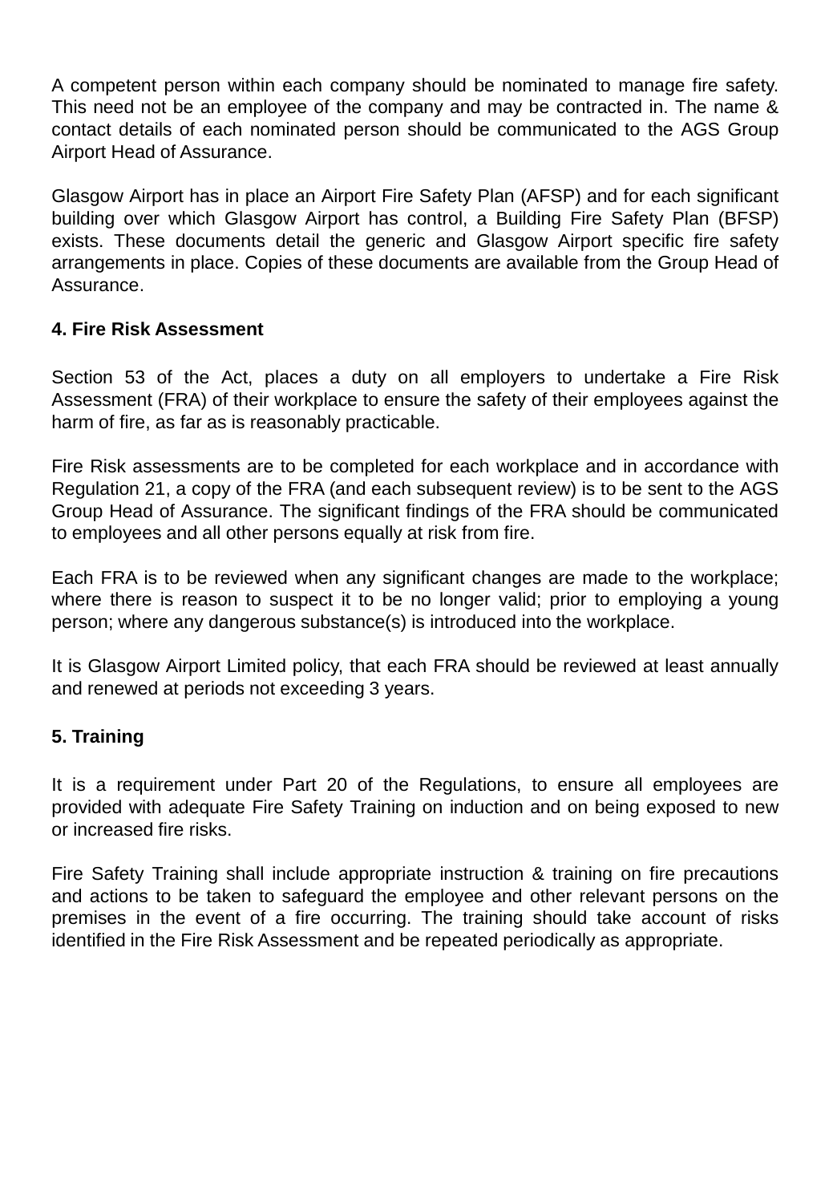A competent person within each company should be nominated to manage fire safety. This need not be an employee of the company and may be contracted in. The name & contact details of each nominated person should be communicated to the AGS Group Airport Head of Assurance.

Glasgow Airport has in place an Airport Fire Safety Plan (AFSP) and for each significant building over which Glasgow Airport has control, a Building Fire Safety Plan (BFSP) exists. These documents detail the generic and Glasgow Airport specific fire safety arrangements in place. Copies of these documents are available from the Group Head of Assurance.

## 4. Fire Risk Assessment

Section 53 of the Act, places a duty on all employers to undertake a Fire Risk Assessment (FRA) of their workplace to ensure the safety of their employees against the harm of fire, as far as is reasonably practicable.

Fire Risk assessments are to be completed for each workplace and in accordance with Regulation 21, a copy of the FRA (and each subsequent review) is to be sent to the AGS Group Head of Assurance. The significant findings of the FRA should be communicated to employees and all other persons equally at risk from fire.

Each FRA is to be reviewed when any significant changes are made to the workplace; where there is reason to suspect it to be no longer valid; prior to employing a young person; where any dangerous substance(s) is introduced into the workplace.

It is Glasgow Airport Limited policy, that each FRA should be reviewed at least annually and renewed at periods not exceeding 3 years.

## 5. Training

It is a requirement under Part 20 of the Regulations, to ensure all employees are provided with adequate Fire Safety Training on induction and on being exposed to new or increased fire risks.

Fire Safety Training shall include appropriate instruction & training on fire precautions and actions to be taken to safeguard the employee and other relevant persons on the premises in the event of a fire occurring. The training should take account of risks identified in the Fire Risk Assessment and be repeated periodically as appropriate.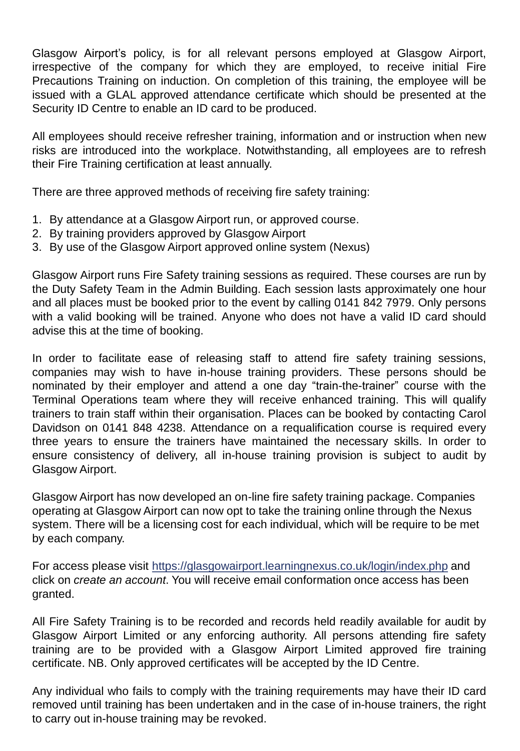Glasgow Airport's policy, is for all relevant persons employed at Glasgow Airport, irrespective of the company for which they are employed, to receive initial Fire Precautions Training on induction. On completion of this training, the employee will be issued with a GLAL approved attendance certificate which should be presented at the Security ID Centre to enable an ID card to be produced.

All employees should receive refresher training, information and or instruction when new risks are introduced into the workplace. Notwithstanding, all employees are to refresh their Fire Training certification at least annually.

There are three approved methods of receiving fire safety training:

1. By attendance at a Glasgow Airport run, or approved course.
2. By training providers approved by Glasgow Airport
3. By use of the Glasgow Airport approved online system (Nexus)

Glasgow Airport runs Fire Safety training sessions as required. These courses are run by the Duty Safety Team in the Admin Building. Each session lasts approximately one hour and all places must be booked prior to the event by calling 0141 842 7979. Only persons with a valid booking will be trained. Anyone who does not have a valid ID card should advise this at the time of booking.

In order to facilitate ease of releasing staff to attend fire safety training sessions, companies may wish to have in-house training providers. These persons should be nominated by their employer and attend a one day "train-the-trainer" course with the Terminal Operations team where they will receive enhanced training. This will qualify trainers to train staff within their organisation. Places can be booked by contacting Carol Davidson on 0141 848 4238. Attendance on a requalification course is required every three years to ensure the trainers have maintained the necessary skills. In order to ensure consistency of delivery, all in-house training provision is subject to audit by Glasgow Airport.

Glasgow Airport has now developed an on-line fire safety training package. Companies operating at Glasgow Airport can now opt to take the training online through the Nexus system. There will be a licensing cost for each individual, which will be require to be met by each company.

For access please visit [https://glasgowairport.learningnexus.co.uk/login/index.php](https://glasgowairport.learningnexus.co.uk/login/index.php) and click on *create an account*. You will receive email conformation once access has been granted.

All Fire Safety Training is to be recorded and records held readily available for audit by Glasgow Airport Limited or any enforcing authority. All persons attending fire safety training are to be provided with a Glasgow Airport Limited approved fire training certificate. NB. Only approved certificates will be accepted by the ID Centre.

Any individual who fails to comply with the training requirements may have their ID card removed until training has been undertaken and in the case of in-house trainers, the right to carry out in-house training may be revoked.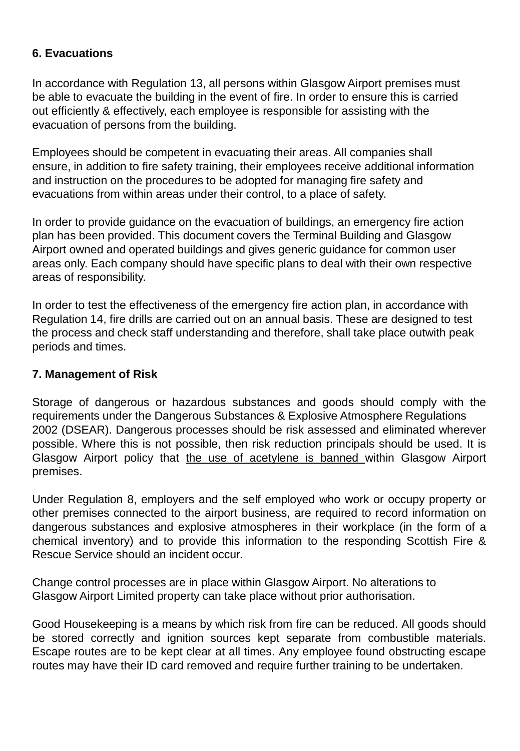**6. Evacuations**

In accordance with Regulation 13, all persons within Glasgow Airport premises must be able to evacuate the building in the event of fire. In order to ensure this is carried out efficiently & effectively, each employee is responsible for assisting with the evacuation of persons from the building.

Employees should be competent in evacuating their areas. All companies shall ensure, in addition to fire safety training, their employees receive additional information and instruction on the procedures to be adopted for managing fire safety and evacuations from within areas under their control, to a place of safety.

In order to provide guidance on the evacuation of buildings, an emergency fire action plan has been provided. This document covers the Terminal Building and Glasgow Airport owned and operated buildings and gives generic guidance for common user areas only. Each company should have specific plans to deal with their own respective areas of responsibility.

In order to test the effectiveness of the emergency fire action plan, in accordance with Regulation 14, fire drills are carried out on an annual basis. These are designed to test the process and check staff understanding and therefore, shall take place outwith peak periods and times.

**7. Management of Risk**

Storage of dangerous or hazardous substances and goods should comply with the requirements under the Dangerous Substances & Explosive Atmosphere Regulations 2002 (DSEAR). Dangerous processes should be risk assessed and eliminated wherever possible. Where this is not possible, then risk reduction principals should be used. It is Glasgow Airport policy that <u>the use of acetylene is banned</u> within Glasgow Airport premises.

Under Regulation 8, employers and the self employed who work or occupy property or other premises connected to the airport business, are required to record information on dangerous substances and explosive atmospheres in their workplace (in the form of a chemical inventory) and to provide this information to the responding Scottish Fire & Rescue Service should an incident occur.

Change control processes are in place within Glasgow Airport. No alterations to Glasgow Airport Limited property can take place without prior authorisation.

Good Housekeeping is a means by which risk from fire can be reduced. All goods should be stored correctly and ignition sources kept separate from combustible materials. Escape routes are to be kept clear at all times. Any employee found obstructing escape routes may have their ID card removed and require further training to be undertaken.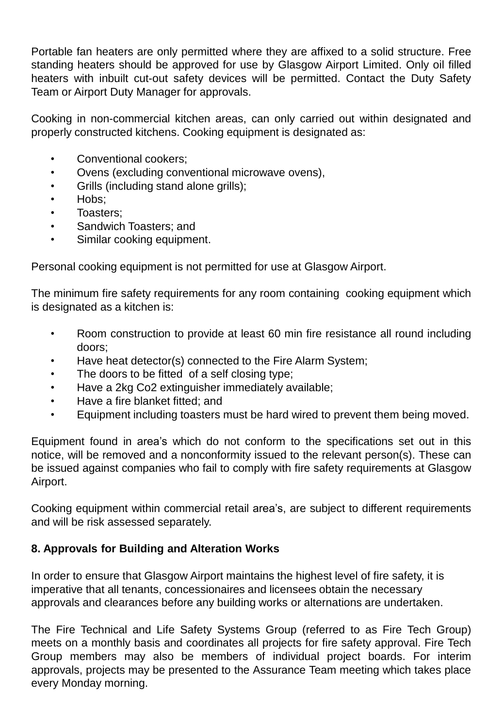Portable fan heaters are only permitted where they are affixed to a solid structure. Free standing heaters should be approved for use by Glasgow Airport Limited. Only oil filled heaters with inbuilt cut-out safety devices will be permitted. Contact the Duty Safety Team or Airport Duty Manager for approvals.

Cooking in non-commercial kitchen areas, can only carried out within designated and properly constructed kitchens. Cooking equipment is designated as:

- Conventional cookers;
- Ovens (excluding conventional microwave ovens),
- Grills (including stand alone grills);
- Hobs;
- Toasters;
- Sandwich Toasters; and
- Similar cooking equipment.

Personal cooking equipment is not permitted for use at Glasgow Airport.

The minimum fire safety requirements for any room containing cooking equipment which is designated as a kitchen is:

- Room construction to provide at least 60 min fire resistance all round including doors;
- Have heat detector(s) connected to the Fire Alarm System;
- The doors to be fitted of a self closing type;
- Have a 2kg $CO_2$ extinguisher immediately available;
- Have a fire blanket fitted; and
- Equipment including toasters must be hard wired to prevent them being moved.

Equipment found in area's which do not conform to the specifications set out in this notice, will be removed and a nonconformity issued to the relevant person(s). These can be issued against companies who fail to comply with fire safety requirements at Glasgow Airport.

Cooking equipment within commercial retail area's, are subject to different requirements and will be risk assessed separately.

## 8. Approvals for Building and Alteration Works

In order to ensure that Glasgow Airport maintains the highest level of fire safety, it is imperative that all tenants, concessionaires and licensees obtain the necessary approvals and clearances before any building works or alternations are undertaken.

The Fire Technical and Life Safety Systems Group (referred to as Fire Tech Group) meets on a monthly basis and coordinates all projects for fire safety approval. Fire Tech Group members may also be members of individual project boards. For interim approvals, projects may be presented to the Assurance Team meeting which takes place every Monday morning.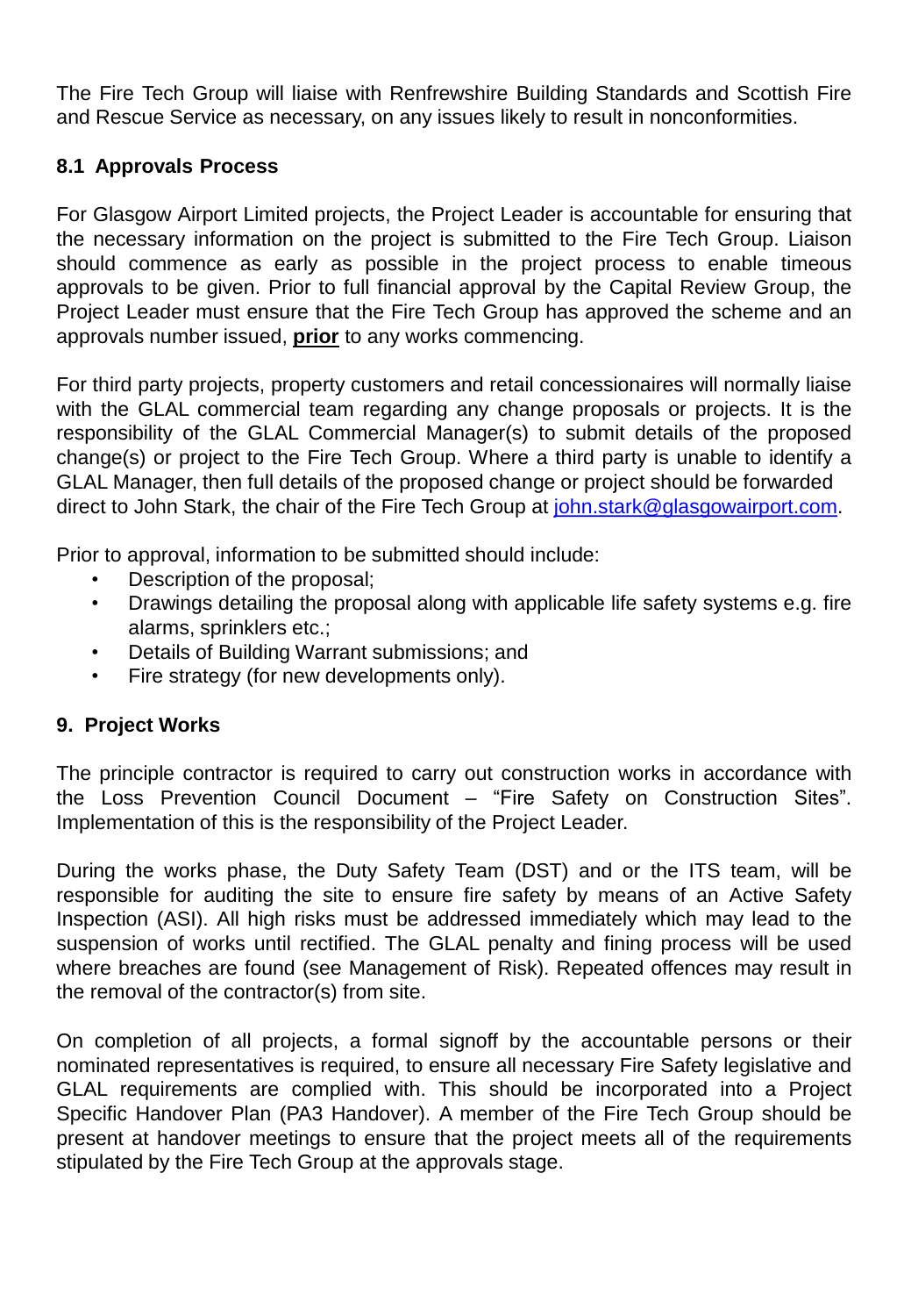The Fire Tech Group will liaise with Renfrewshire Building Standards and Scottish Fire and Rescue Service as necessary, on any issues likely to result in nonconformities.

### 8.1 Approvals Process

For Glasgow Airport Limited projects, the Project Leader is accountable for ensuring that the necessary information on the project is submitted to the Fire Tech Group. Liaison should commence as early as possible in the project process to enable timeous approvals to be given. Prior to full financial approval by the Capital Review Group, the Project Leader must ensure that the Fire Tech Group has approved the scheme and an approvals number issued, **prior** to any works commencing.

For third party projects, property customers and retail concessionaires will normally liaise with the GLAL commercial team regarding any change proposals or projects. It is the responsibility of the GLAL Commercial Manager(s) to submit details of the proposed change(s) or project to the Fire Tech Group. Where a third party is unable to identify a GLAL Manager, then full details of the proposed change or project should be forwarded direct to John Stark, the chair of the Fire Tech Group at john.stark@glasgowairport.com.

Prior to approval, information to be submitted should include:

- Description of the proposal;
- Drawings detailing the proposal along with applicable life safety systems e.g. fire alarms, sprinklers etc.;
- Details of Building Warrant submissions; and
- Fire strategy (for new developments only).

## 9. Project Works

The principle contractor is required to carry out construction works in accordance with the Loss Prevention Council Document – "Fire Safety on Construction Sites". Implementation of this is the responsibility of the Project Leader.

During the works phase, the Duty Safety Team (DST) and or the ITS team, will be responsible for auditing the site to ensure fire safety by means of an Active Safety Inspection (ASI). All high risks must be addressed immediately which may lead to the suspension of works until rectified. The GLAL penalty and fining process will be used where breaches are found (see Management of Risk). Repeated offences may result in the removal of the contractor(s) from site.

On completion of all projects, a formal signoff by the accountable persons or their nominated representatives is required, to ensure all necessary Fire Safety legislative and GLAL requirements are complied with. This should be incorporated into a Project Specific Handover Plan (PA3 Handover). A member of the Fire Tech Group should be present at handover meetings to ensure that the project meets all of the requirements stipulated by the Fire Tech Group at the approvals stage.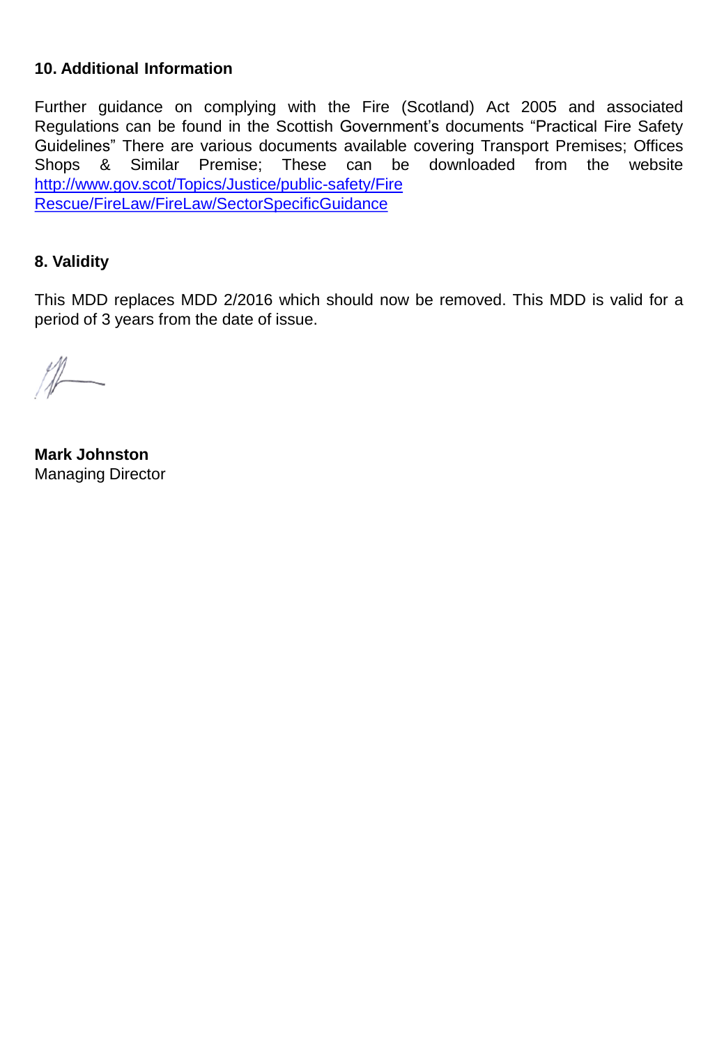## 10. Additional Information

Further guidance on complying with the Fire (Scotland) Act 2005 and associated Regulations can be found in the Scottish Government's documents "Practical Fire Safety Guidelines" There are various documents available covering Transport Premises; Offices Shops & Similar Premise; These can be downloaded from the website http://www.gov.scot/Topics/Justice/public-safety/Fire Rescue/FireLaw/FireLaw/SectorSpecificGuidance

## 8. Validity

This MDD replaces MDD 2/2016 which should now be removed. This MDD is valid for a period of 3 years from the date of issue.

**Mark Johnston**
Managing Director